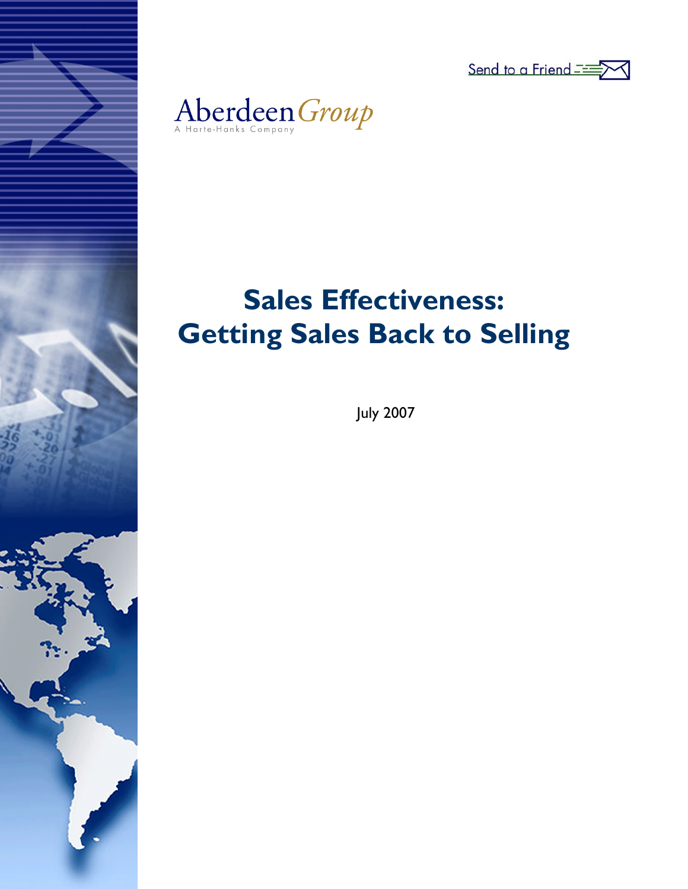Send to a Friend

Aberdeen Group

A Harte-Hanks Company

# Sales Effectiveness: Getting Sales Back to Selling

July 2007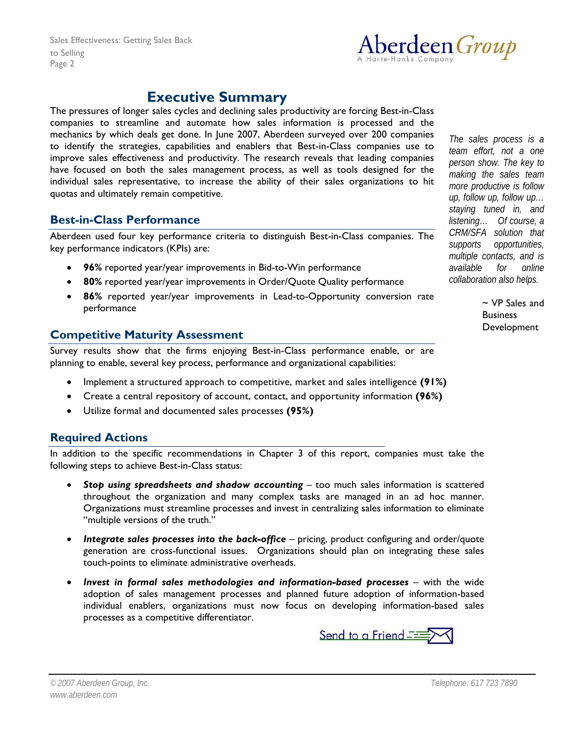# Executive Summary

The pressures of longer sales cycles and declining sales productivity are forcing Best-in-Class companies to streamline and automate how sales information is processed and the mechanics by which deals get done. In June 2007, Aberdeen surveyed over 200 companies to identify the strategies, capabilities and enablers that Best-in-Class companies use to improve sales effectiveness and productivity. The research reveals that leading companies have focused on both the sales management process, as well as tools designed for the individual sales representative, to increase the ability of their sales organizations to hit quotas and ultimately remain competitive.

> *The sales process is a team effort, not a one person show. The key to making the sales team more productive is follow up, follow up, follow up… staying tuned in, and listening… Of course, a CRM/SFA solution that supports opportunities, multiple contacts, and is available for online collaboration also helps.*
>
> ~ VP Sales and Business Development

## Best-in-Class Performance

Aberdeen used four key performance criteria to distinguish Best-in-Class companies. The key performance indicators (KPIs) are:

- **96%** reported year/year improvements in Bid-to-Win performance
- **80%** reported year/year improvements in Order/Quote Quality performance
- **86%** reported year/year improvements in Lead-to-Opportunity conversion rate performance

## Competitive Maturity Assessment

Survey results show that the firms enjoying Best-in-Class performance enable, or are planning to enable, several key process, performance and organizational capabilities:

- Implement a structured approach to competitive, market and sales intelligence **(91%)**
- Create a central repository of account, contact, and opportunity information **(96%)**
- Utilize formal and documented sales processes **(95%)**

## Required Actions

In addition to the specific recommendations in Chapter 3 of this report, companies must take the following steps to achieve Best-in-Class status:

- ***Stop using spreadsheets and shadow accounting*** – too much sales information is scattered throughout the organization and many complex tasks are managed in an ad hoc manner. Organizations must streamline processes and invest in centralizing sales information to eliminate "multiple versions of the truth."
- ***Integrate sales processes into the back-office*** – pricing, product configuring and order/quote generation are cross-functional issues. Organizations should plan on integrating these sales touch-points to eliminate administrative overheads.
- ***Invest in formal sales methodologies and information-based processes*** – with the wide adoption of sales management processes and planned future adoption of information-based individual enablers, organizations must now focus on developing information-based sales processes as a competitive differentiator.

Send to a Friend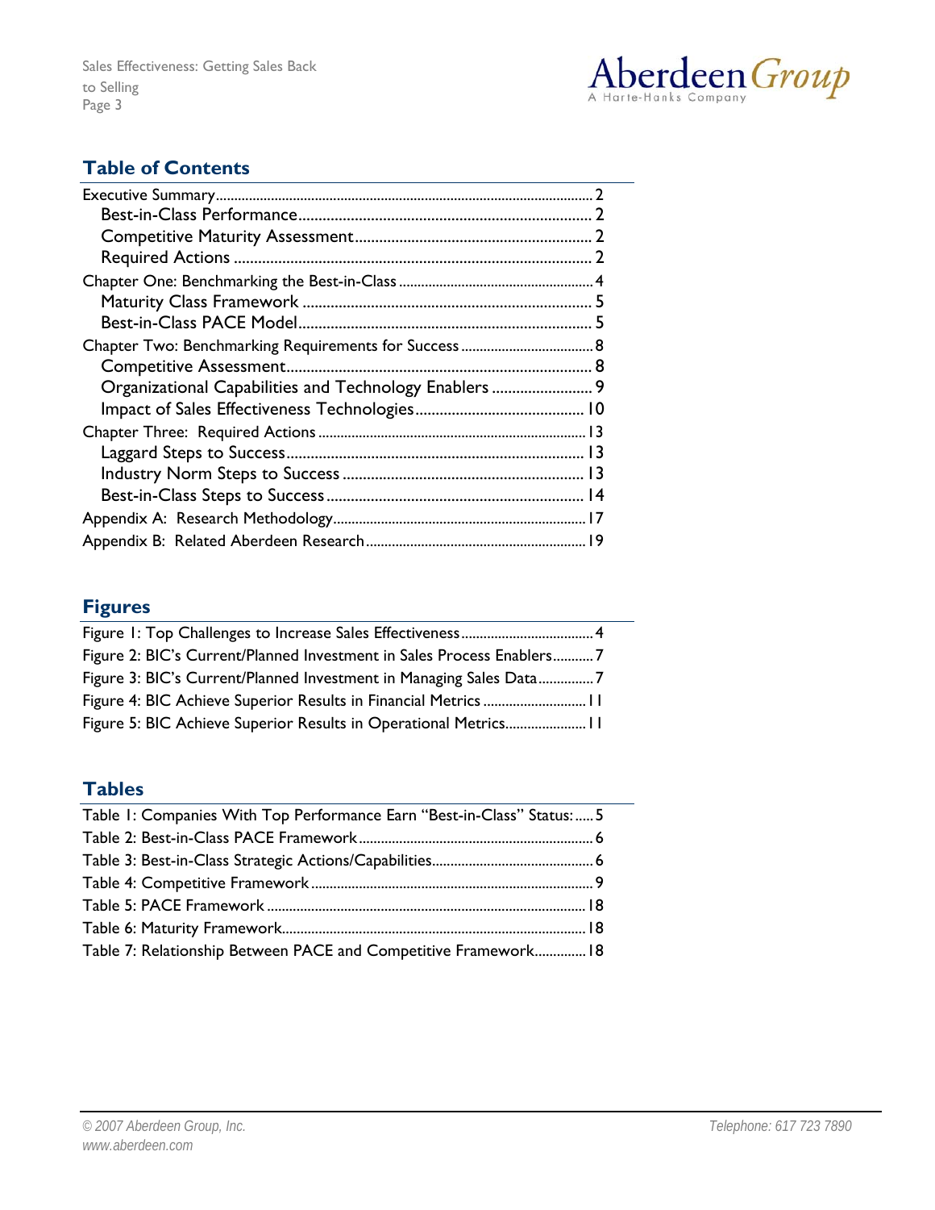## Table of Contents

Executive Summary....................................................................................................2
  Best-in-Class Performance.........................................................................2
  Competitive Maturity Assessment...........................................................2
  Required Actions ........................................................................................2
Chapter One: Benchmarking the Best-in-Class ....................................................4
  Maturity Class Framework ........................................................................5
  Best-in-Class PACE Model.........................................................................5
Chapter Two: Benchmarking Requirements for Success ....................................8
  Competitive Assessment............................................................................8
  Organizational Capabilities and Technology Enablers .........................9
  Impact of Sales Effectiveness Technologies..........................................10
Chapter Three: Required Actions .........................................................................13
  Laggard Steps to Success..........................................................................13
  Industry Norm Steps to Success ............................................................13
  Best-in-Class Steps to Success ................................................................14
Appendix A: Research Methodology....................................................................17
Appendix B: Related Aberdeen Research............................................................19

## Figures

Figure 1: Top Challenges to Increase Sales Effectiveness....................................4
Figure 2: BIC's Current/Planned Investment in Sales Process Enablers...........7
Figure 3: BIC's Current/Planned Investment in Managing Sales Data..............7
Figure 4: BIC Achieve Superior Results in Financial Metrics ............................11
Figure 5: BIC Achieve Superior Results in Operational Metrics......................11

## Tables

Table 1: Companies With Top Performance Earn "Best-in-Class" Status:......5
Table 2: Best-in-Class PACE Framework ................................................................6
Table 3: Best-in-Class Strategic Actions/Capabilities............................................6
Table 4: Competitive Framework ............................................................................9
Table 5: PACE Framework .......................................................................................18
Table 6: Maturity Framework..................................................................................18
Table 7: Relationship Between PACE and Competitive Framework..............18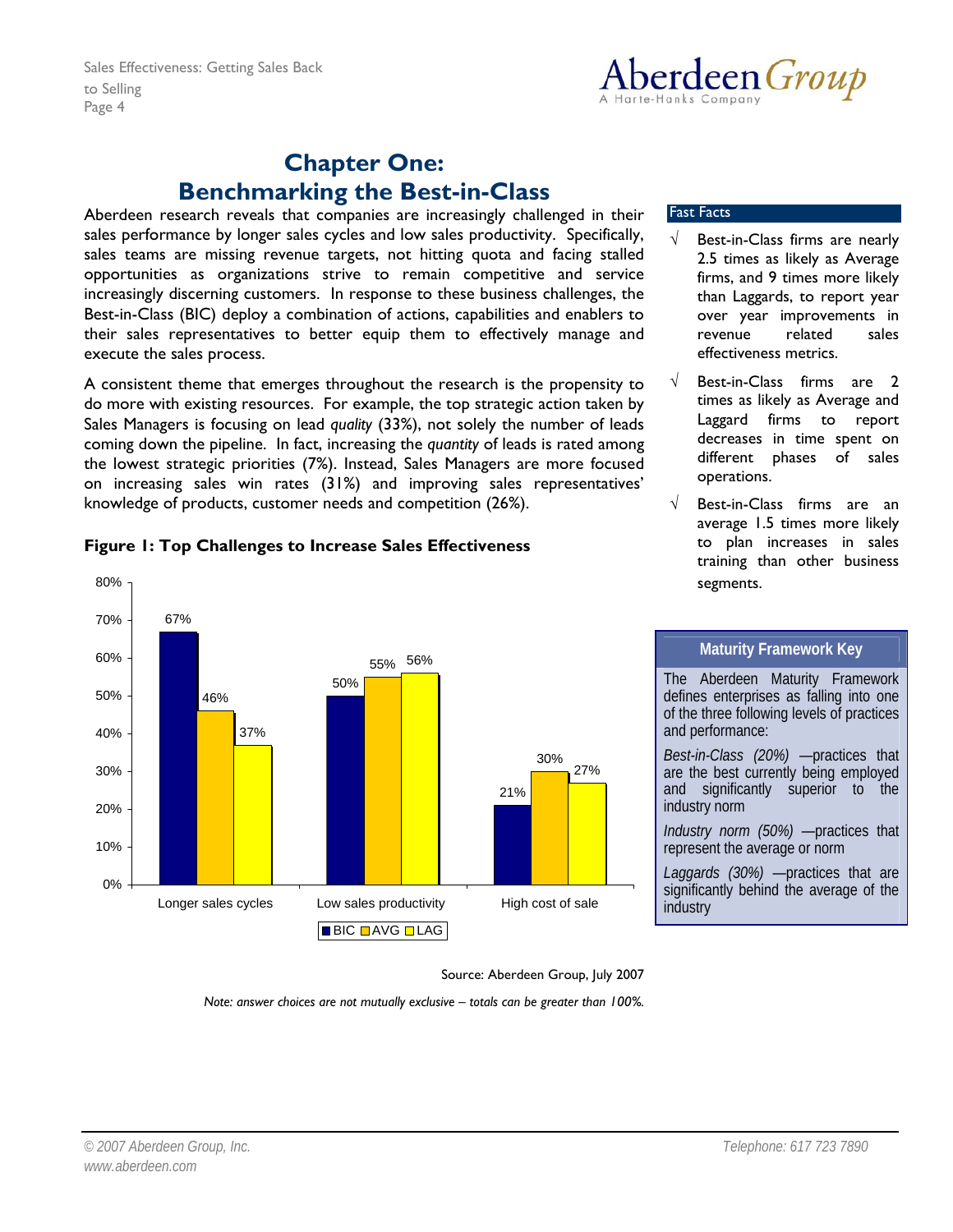# Chapter One: Benchmarking the Best-in-Class

Aberdeen research reveals that companies are increasingly challenged in their sales performance by longer sales cycles and low sales productivity. Specifically, sales teams are missing revenue targets, not hitting quota and facing stalled opportunities as organizations strive to remain competitive and service increasingly discerning customers. In response to these business challenges, the Best-in-Class (BIC) deploy a combination of actions, capabilities and enablers to their sales representatives to better equip them to effectively manage and execute the sales process.

A consistent theme that emerges throughout the research is the propensity to do more with existing resources. For example, the top strategic action taken by Sales Managers is focusing on lead *quality* (33%), not solely the number of leads coming down the pipeline. In fact, increasing the *quantity* of leads is rated among the lowest strategic priorities (7%). Instead, Sales Managers are more focused on increasing sales win rates (31%) and improving sales representatives' knowledge of products, customer needs and competition (26%).

**Figure 1: Top Challenges to Increase Sales Effectiveness**

| | BIC | AVG | LAG |
|---|---|---|---|
| Longer sales cycles | 67% | 46% | 37% |
| Low sales productivity | 50% | 55% | 56% |
| High cost of sale | 21% | 30% | 27% |

Source: Aberdeen Group, July 2007

*Note: answer choices are not mutually exclusive – totals can be greater than 100%.*

**Fast Facts**

- √ Best-in-Class firms are nearly 2.5 times as likely as Average firms, and 9 times more likely than Laggards, to report year over year improvements in revenue related sales effectiveness metrics.
- √ Best-in-Class firms are 2 times as likely as Average and Laggard firms to report decreases in time spent on different phases of sales operations.
- √ Best-in-Class firms are an average 1.5 times more likely to plan increases in sales training than other business segments.

**Maturity Framework Key**

The Aberdeen Maturity Framework defines enterprises as falling into one of the three following levels of practices and performance:

*Best-in-Class (20%)* —practices that are the best currently being employed and significantly superior to the industry norm

*Industry norm (50%)* —practices that represent the average or norm

*Laggards (30%)* —practices that are significantly behind the average of the industry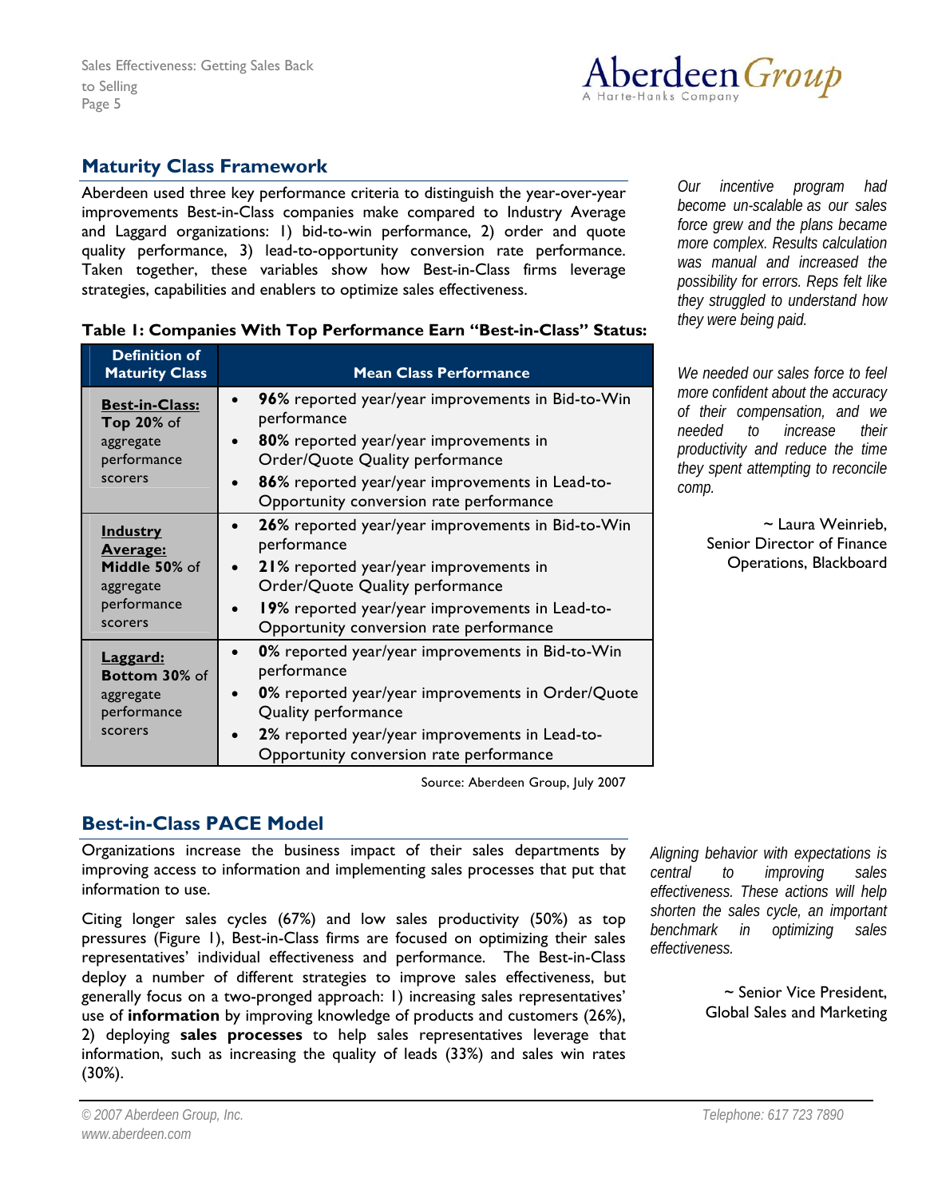## Maturity Class Framework

Aberdeen used three key performance criteria to distinguish the year-over-year improvements Best-in-Class companies make compared to Industry Average and Laggard organizations: 1) bid-to-win performance, 2) order and quote quality performance, 3) lead-to-opportunity conversion rate performance. Taken together, these variables show how Best-in-Class firms leverage strategies, capabilities and enablers to optimize sales effectiveness.

*Our incentive program had become un-scalable as our sales force grew and the plans became more complex. Results calculation was manual and increased the possibility for errors. Reps felt like they struggled to understand how they were being paid.*

*We needed our sales force to feel more confident about the accuracy of their compensation, and we needed to increase their productivity and reduce the time they spent attempting to reconcile comp.*

~ Laura Weinrieb, Senior Director of Finance Operations, Blackboard

**Table 1: Companies With Top Performance Earn "Best-in-Class" Status:**

| Definition of Maturity Class | Mean Class Performance |
|---|---|
| **Best-in-Class:** **Top 20%** of aggregate performance scorers | • **96%** reported year/year improvements in Bid-to-Win performance<br>• **80%** reported year/year improvements in Order/Quote Quality performance<br>• **86%** reported year/year improvements in Lead-to-Opportunity conversion rate performance |
| **Industry Average:** **Middle 50%** of aggregate performance scorers | • **26%** reported year/year improvements in Bid-to-Win performance<br>• **21%** reported year/year improvements in Order/Quote Quality performance<br>• **19%** reported year/year improvements in Lead-to-Opportunity conversion rate performance |
| **Laggard:** **Bottom 30%** of aggregate performance scorers | • **0%** reported year/year improvements in Bid-to-Win performance<br>• **0%** reported year/year improvements in Order/Quote Quality performance<br>• **2%** reported year/year improvements in Lead-to-Opportunity conversion rate performance |

Source: Aberdeen Group, July 2007

## Best-in-Class PACE Model

Organizations increase the business impact of their sales departments by improving access to information and implementing sales processes that put that information to use.

Citing longer sales cycles (67%) and low sales productivity (50%) as top pressures (Figure 1), Best-in-Class firms are focused on optimizing their sales representatives' individual effectiveness and performance. The Best-in-Class deploy a number of different strategies to improve sales effectiveness, but generally focus on a two-pronged approach: 1) increasing sales representatives' use of **information** by improving knowledge of products and customers (26%), 2) deploying **sales processes** to help sales representatives leverage that information, such as increasing the quality of leads (33%) and sales win rates (30%).

*Aligning behavior with expectations is central to improving sales effectiveness. These actions will help shorten the sales cycle, an important benchmark in optimizing sales effectiveness.*

~ Senior Vice President, Global Sales and Marketing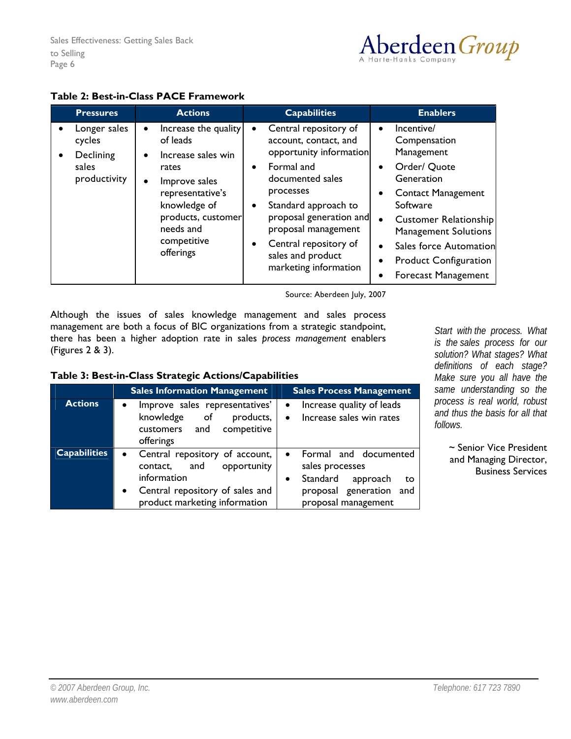**Table 2: Best-in-Class PACE Framework**

| Pressures | Actions | Capabilities | Enablers |
|---|---|---|---|
| • Longer sales cycles<br>• Declining sales productivity | • Increase the quality of leads<br>• Increase sales win rates<br>• Improve sales representative's knowledge of products, customer needs and competitive offerings | • Central repository of account, contact, and opportunity information<br>• Formal and documented sales processes<br>• Standard approach to proposal generation and proposal management<br>• Central repository of sales and product marketing information | • Incentive/ Compensation Management<br>• Order/ Quote Generation<br>• Contact Management Software<br>• Customer Relationship Management Solutions<br>• Sales force Automation<br>• Product Configuration<br>• Forecast Management |

Source: Aberdeen July, 2007

Although the issues of sales knowledge management and sales process management are both a focus of BIC organizations from a strategic standpoint, there has been a higher adoption rate in sales *process management* enablers (Figures 2 & 3).

> *Start with the process. What is the sales process for our solution? What stages? What definitions of each stage? Make sure you all have the same understanding so the process is real world, robust and thus the basis for all that follows.*
>
> ~ Senior Vice President and Managing Director, Business Services

**Table 3: Best-in-Class Strategic Actions/Capabilities**

| | Sales Information Management | Sales Process Management |
|---|---|---|
| **Actions** | • Improve sales representatives' knowledge of products, customers and competitive offerings | • Increase quality of leads<br>• Increase sales win rates |
| **Capabilities** | • Central repository of account, contact, and opportunity information<br>• Central repository of sales and product marketing information | • Formal and documented sales processes<br>• Standard approach to proposal generation and proposal management |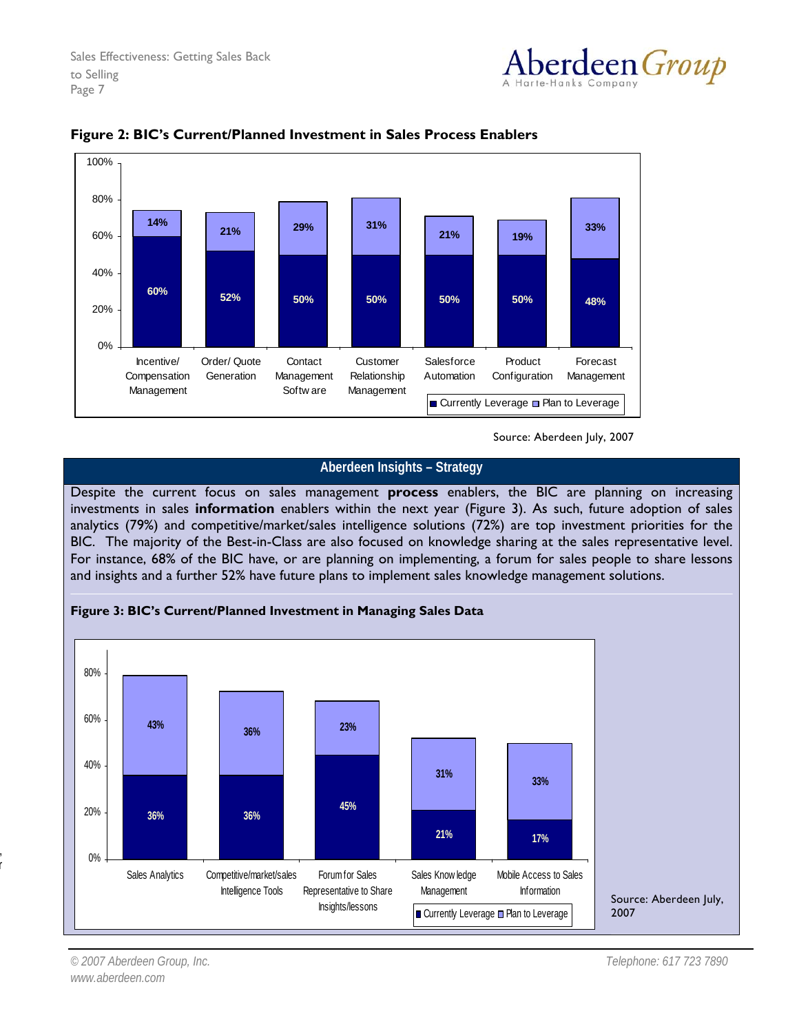**Figure 2: BIC's Current/Planned Investment in Sales Process Enablers**

| | Currently Leverage | Plan to Leverage |
|---|---|---|
| Incentive/ Compensation Management | 60% | 14% |
| Order/ Quote Generation | 52% | 21% |
| Contact Management Software | 50% | 29% |
| Customer Relationship Management | 50% | 31% |
| Salesforce Automation | 50% | 21% |
| Product Configuration | 50% | 19% |
| Forecast Management | 48% | 33% |

Source: Aberdeen July, 2007

**Aberdeen Insights – Strategy**

Despite the current focus on sales management **process** enablers, the BIC are planning on increasing investments in sales **information** enablers within the next year (Figure 3). As such, future adoption of sales analytics (79%) and competitive/market/sales intelligence solutions (72%) are top investment priorities for the BIC. The majority of the Best-in-Class are also focused on knowledge sharing at the sales representative level. For instance, 68% of the BIC have, or are planning on implementing, a forum for sales people to share lessons and insights and a further 52% have future plans to implement sales knowledge management solutions.

**Figure 3: BIC's Current/Planned Investment in Managing Sales Data**

| | Currently Leverage | Plan to Leverage |
|---|---|---|
| Sales Analytics | 36% | 43% |
| Competitive/market/sales Intelligence Tools | 36% | 36% |
| Forum for Sales Representative to Share Insights/lessons | 45% | 23% |
| Sales Knowledge Management | 21% | 31% |
| Mobile Access to Sales Information | 17% | 33% |

Source: Aberdeen July, 2007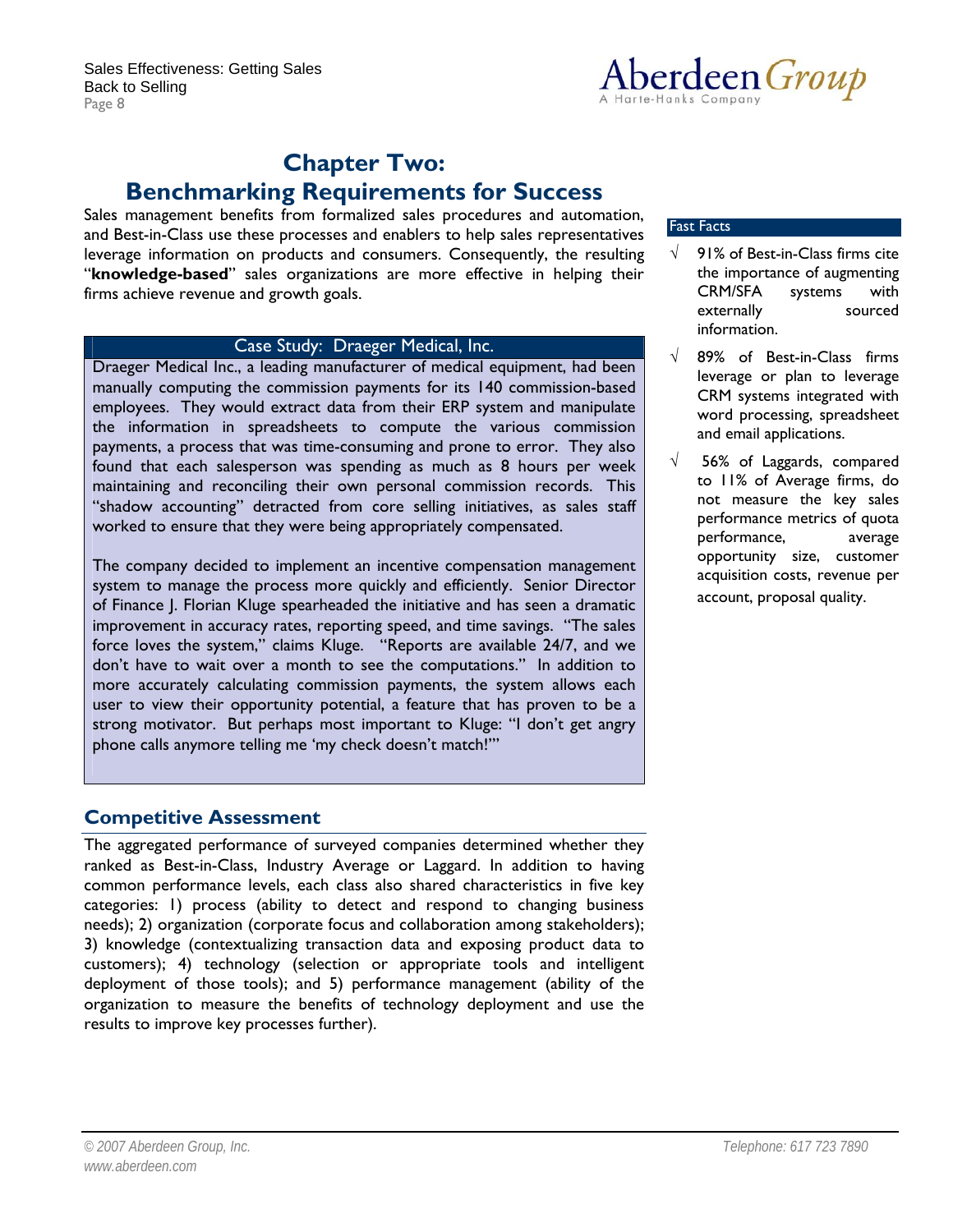# Chapter Two: Benchmarking Requirements for Success

Sales management benefits from formalized sales procedures and automation, and Best-in-Class use these processes and enablers to help sales representatives leverage information on products and consumers. Consequently, the resulting "**knowledge-based**" sales organizations are more effective in helping their firms achieve revenue and growth goals.

**Fast Facts**

- √ 91% of Best-in-Class firms cite the importance of augmenting CRM/SFA systems with externally sourced information.
- √ 89% of Best-in-Class firms leverage or plan to leverage CRM systems integrated with word processing, spreadsheet and email applications.
- √ 56% of Laggards, compared to 11% of Average firms, do not measure the key sales performance metrics of quota performance, average opportunity size, customer acquisition costs, revenue per account, proposal quality.

**Case Study: Draeger Medical, Inc.**

Draeger Medical Inc., a leading manufacturer of medical equipment, had been manually computing the commission payments for its 140 commission-based employees. They would extract data from their ERP system and manipulate the information in spreadsheets to compute the various commission payments, a process that was time-consuming and prone to error. They also found that each salesperson was spending as much as 8 hours per week maintaining and reconciling their own personal commission records. This "shadow accounting" detracted from core selling initiatives, as sales staff worked to ensure that they were being appropriately compensated.

The company decided to implement an incentive compensation management system to manage the process more quickly and efficiently. Senior Director of Finance J. Florian Kluge spearheaded the initiative and has seen a dramatic improvement in accuracy rates, reporting speed, and time savings. "The sales force loves the system," claims Kluge. "Reports are available 24/7, and we don't have to wait over a month to see the computations." In addition to more accurately calculating commission payments, the system allows each user to view their opportunity potential, a feature that has proven to be a strong motivator. But perhaps most important to Kluge: "I don't get angry phone calls anymore telling me 'my check doesn't match!'"

## Competitive Assessment

The aggregated performance of surveyed companies determined whether they ranked as Best-in-Class, Industry Average or Laggard. In addition to having common performance levels, each class also shared characteristics in five key categories: 1) process (ability to detect and respond to changing business needs); 2) organization (corporate focus and collaboration among stakeholders); 3) knowledge (contextualizing transaction data and exposing product data to customers); 4) technology (selection or appropriate tools and intelligent deployment of those tools); and 5) performance management (ability of the organization to measure the benefits of technology deployment and use the results to improve key processes further).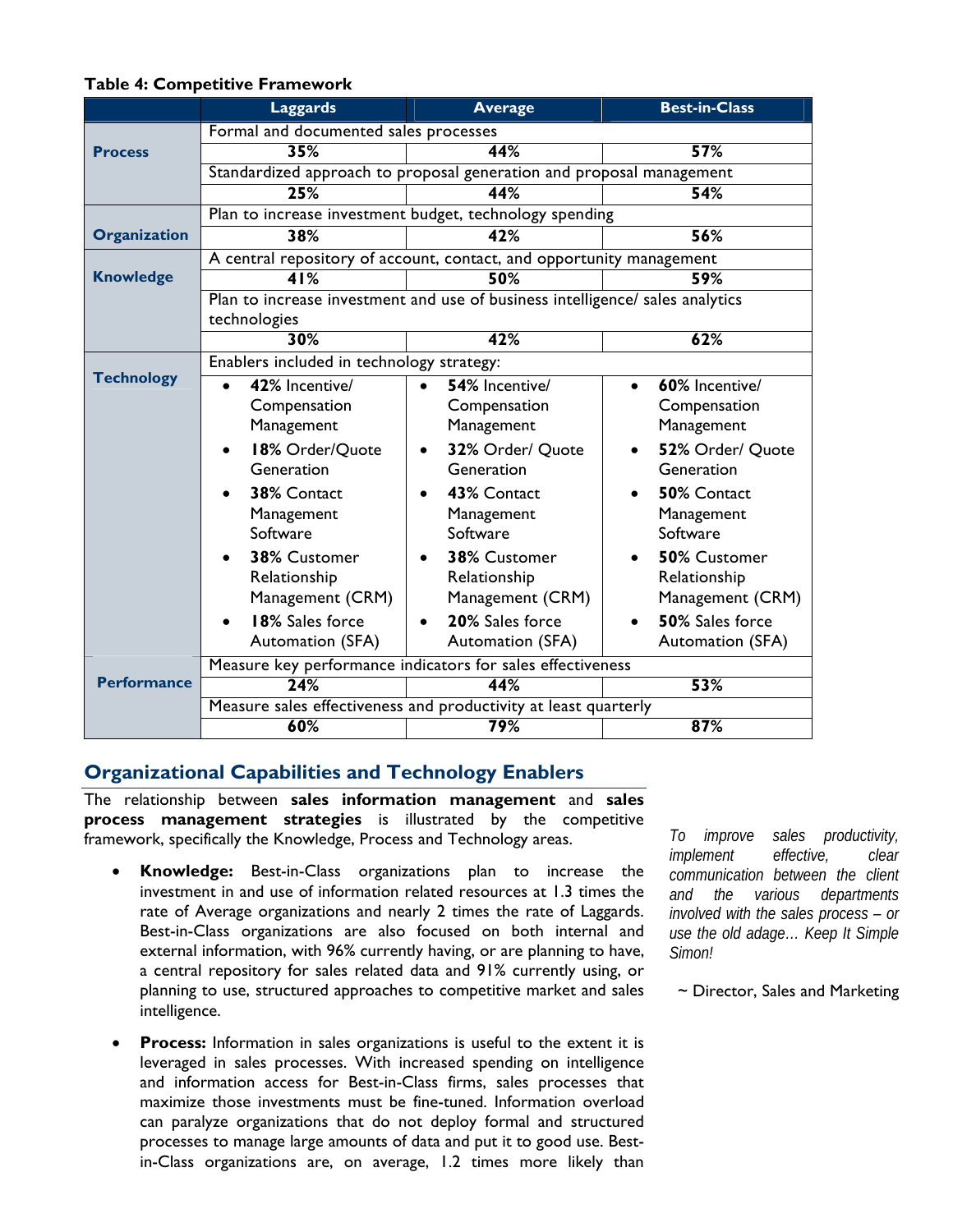**Table 4: Competitive Framework**

| | Laggards | Average | Best-in-Class |
|---|---|---|---|
| **Process** | Formal and documented sales processes | | |
| | **35%** | **44%** | **57%** |
| | Standardized approach to proposal generation and proposal management | | |
| | **25%** | **44%** | **54%** |
| **Organization** | Plan to increase investment budget, technology spending | | |
| | **38%** | **42%** | **56%** |
| **Knowledge** | A central repository of account, contact, and opportunity management | | |
| | **41%** | **50%** | **59%** |
| | Plan to increase investment and use of business intelligence/ sales analytics technologies | | |
| | **30%** | **42%** | **62%** |
| **Technology** | Enablers included in technology strategy: | | |
| | • **42%** Incentive/ Compensation Management<br>• **18%** Order/Quote Generation<br>• **38%** Contact Management Software<br>• **38%** Customer Relationship Management (CRM)<br>• **18%** Sales force Automation (SFA) | • **54%** Incentive/ Compensation Management<br>• **32%** Order/ Quote Generation<br>• **43%** Contact Management Software<br>• **38%** Customer Relationship Management (CRM)<br>• **20%** Sales force Automation (SFA) | • **60%** Incentive/ Compensation Management<br>• **52%** Order/ Quote Generation<br>• **50%** Contact Management Software<br>• **50%** Customer Relationship Management (CRM)<br>• **50%** Sales force Automation (SFA) |
| **Performance** | Measure key performance indicators for sales effectiveness | | |
| | **24%** | **44%** | **53%** |
| | Measure sales effectiveness and productivity at least quarterly | | |
| | **60%** | **79%** | **87%** |

## Organizational Capabilities and Technology Enablers

The relationship between **sales information management** and **sales process management strategies** is illustrated by the competitive framework, specifically the Knowledge, Process and Technology areas.

- **Knowledge:** Best-in-Class organizations plan to increase the investment in and use of information related resources at 1.3 times the rate of Average organizations and nearly 2 times the rate of Laggards. Best-in-Class organizations are also focused on both internal and external information, with 96% currently having, or are planning to have, a central repository for sales related data and 91% currently using, or planning to use, structured approaches to competitive market and sales intelligence.

- **Process:** Information in sales organizations is useful to the extent it is leveraged in sales processes. With increased spending on intelligence and information access for Best-in-Class firms, sales processes that maximize those investments must be fine-tuned. Information overload can paralyze organizations that do not deploy formal and structured processes to manage large amounts of data and put it to good use. Best-in-Class organizations are, on average, 1.2 times more likely than

*To improve sales productivity, implement effective, clear communication between the client and the various departments involved with the sales process – or use the old adage… Keep It Simple Simon!*

~ Director, Sales and Marketing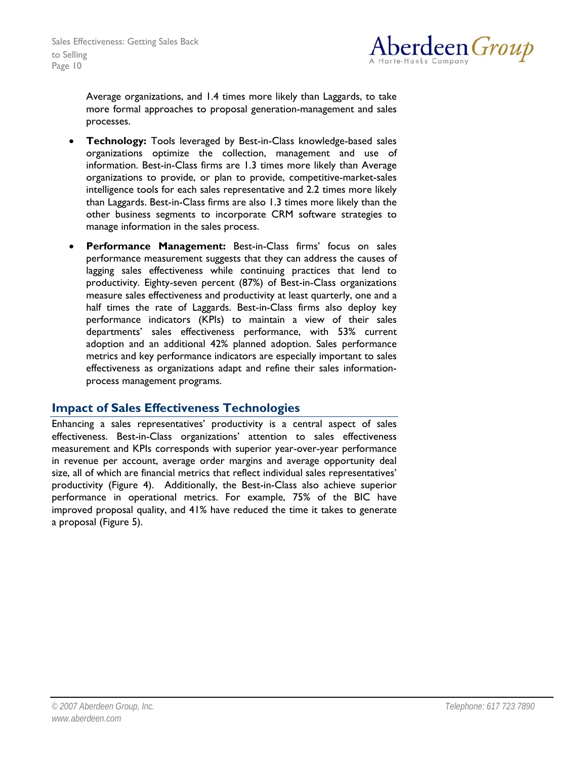Average organizations, and 1.4 times more likely than Laggards, to take more formal approaches to proposal generation-management and sales processes.

- **Technology:** Tools leveraged by Best-in-Class knowledge-based sales organizations optimize the collection, management and use of information. Best-in-Class firms are 1.3 times more likely than Average organizations to provide, or plan to provide, competitive-market-sales intelligence tools for each sales representative and 2.2 times more likely than Laggards. Best-in-Class firms are also 1.3 times more likely than the other business segments to incorporate CRM software strategies to manage information in the sales process.
- **Performance Management:** Best-in-Class firms' focus on sales performance measurement suggests that they can address the causes of lagging sales effectiveness while continuing practices that lend to productivity. Eighty-seven percent (87%) of Best-in-Class organizations measure sales effectiveness and productivity at least quarterly, one and a half times the rate of Laggards. Best-in-Class firms also deploy key performance indicators (KPIs) to maintain a view of their sales departments' sales effectiveness performance, with 53% current adoption and an additional 42% planned adoption. Sales performance metrics and key performance indicators are especially important to sales effectiveness as organizations adapt and refine their sales information-process management programs.

## Impact of Sales Effectiveness Technologies

Enhancing a sales representatives' productivity is a central aspect of sales effectiveness. Best-in-Class organizations' attention to sales effectiveness measurement and KPIs corresponds with superior year-over-year performance in revenue per account, average order margins and average opportunity deal size, all of which are financial metrics that reflect individual sales representatives' productivity (Figure 4). Additionally, the Best-in-Class also achieve superior performance in operational metrics. For example, 75% of the BIC have improved proposal quality, and 41% have reduced the time it takes to generate a proposal (Figure 5).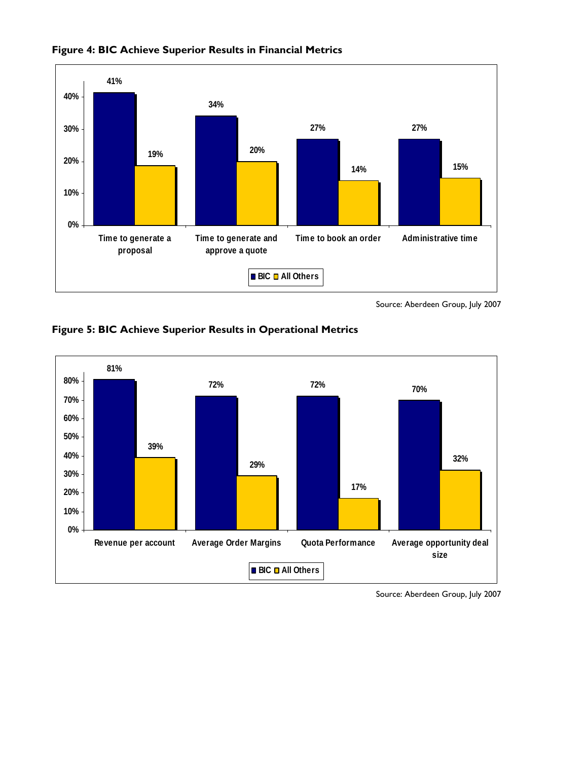**Figure 4: BIC Achieve Superior Results in Financial Metrics**

| | BIC | All Others |
|---|---|---|
| Time to generate a proposal | 41% | 19% |
| Time to generate and approve a quote | 34% | 20% |
| Time to book an order | 27% | 14% |
| Administrative time | 27% | 15% |

Source: Aberdeen Group, July 2007

**Figure 5: BIC Achieve Superior Results in Operational Metrics**

| | BIC | All Others |
|---|---|---|
| Revenue per account | 81% | 39% |
| Average Order Margins | 72% | 29% |
| Quota Performance | 72% | 17% |
| Average opportunity deal size | 70% | 32% |

Source: Aberdeen Group, July 2007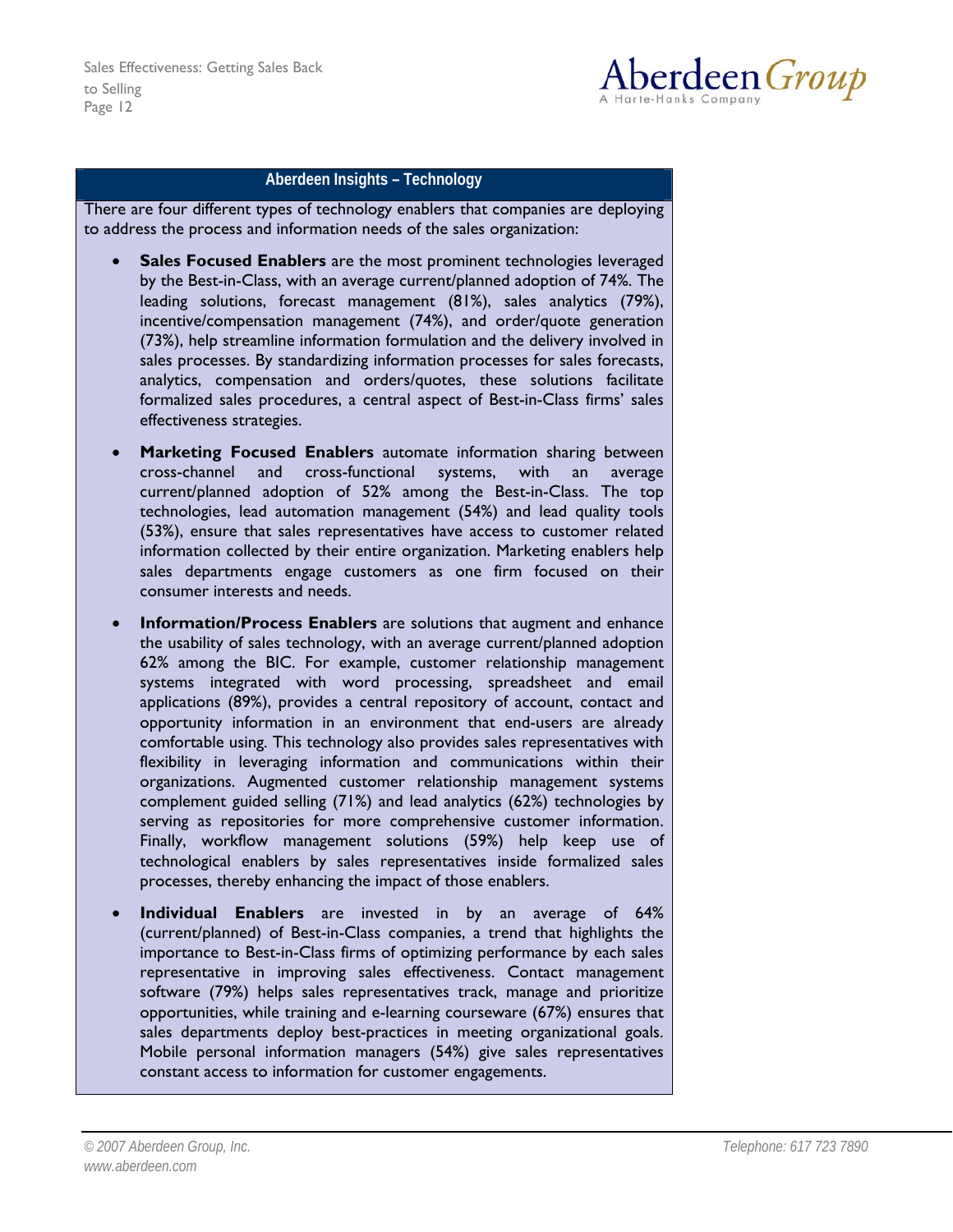### Aberdeen Insights – Technology

There are four different types of technology enablers that companies are deploying to address the process and information needs of the sales organization:

- **Sales Focused Enablers** are the most prominent technologies leveraged by the Best-in-Class, with an average current/planned adoption of 74%. The leading solutions, forecast management (81%), sales analytics (79%), incentive/compensation management (74%), and order/quote generation (73%), help streamline information formulation and the delivery involved in sales processes. By standardizing information processes for sales forecasts, analytics, compensation and orders/quotes, these solutions facilitate formalized sales procedures, a central aspect of Best-in-Class firms' sales effectiveness strategies.

- **Marketing Focused Enablers** automate information sharing between cross-channel and cross-functional systems, with an average current/planned adoption of 52% among the Best-in-Class. The top technologies, lead automation management (54%) and lead quality tools (53%), ensure that sales representatives have access to customer related information collected by their entire organization. Marketing enablers help sales departments engage customers as one firm focused on their consumer interests and needs.

- **Information/Process Enablers** are solutions that augment and enhance the usability of sales technology, with an average current/planned adoption 62% among the BIC. For example, customer relationship management systems integrated with word processing, spreadsheet and email applications (89%), provides a central repository of account, contact and opportunity information in an environment that end-users are already comfortable using. This technology also provides sales representatives with flexibility in leveraging information and communications within their organizations. Augmented customer relationship management systems complement guided selling (71%) and lead analytics (62%) technologies by serving as repositories for more comprehensive customer information. Finally, workflow management solutions (59%) help keep use of technological enablers by sales representatives inside formalized sales processes, thereby enhancing the impact of those enablers.

- **Individual Enablers** are invested in by an average of 64% (current/planned) of Best-in-Class companies, a trend that highlights the importance to Best-in-Class firms of optimizing performance by each sales representative in improving sales effectiveness. Contact management software (79%) helps sales representatives track, manage and prioritize opportunities, while training and e-learning courseware (67%) ensures that sales departments deploy best-practices in meeting organizational goals. Mobile personal information managers (54%) give sales representatives constant access to information for customer engagements.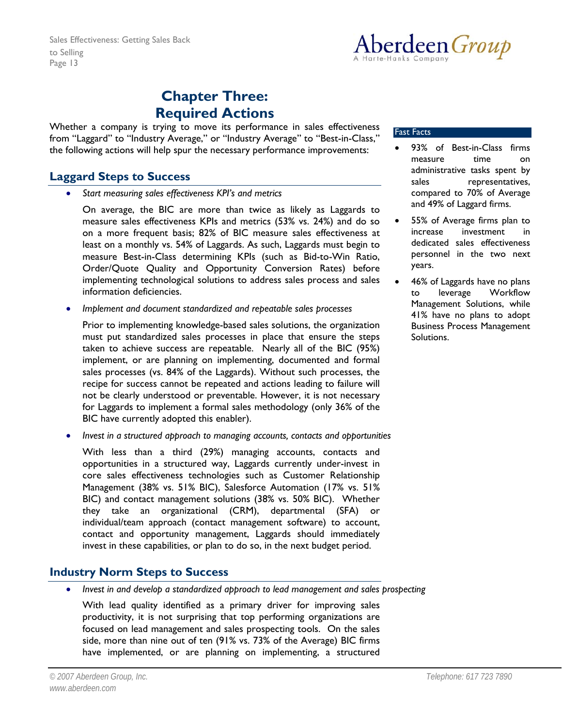# Chapter Three: Required Actions

Whether a company is trying to move its performance in sales effectiveness from "Laggard" to "Industry Average," or "Industry Average" to "Best-in-Class," the following actions will help spur the necessary performance improvements:

## Laggard Steps to Success

- *Start measuring sales effectiveness KPI's and metrics*

  On average, the BIC are more than twice as likely as Laggards to measure sales effectiveness KPIs and metrics (53% vs. 24%) and do so on a more frequent basis; 82% of BIC measure sales effectiveness at least on a monthly vs. 54% of Laggards. As such, Laggards must begin to measure Best-in-Class determining KPIs (such as Bid-to-Win Ratio, Order/Quote Quality and Opportunity Conversion Rates) before implementing technological solutions to address sales process and sales information deficiencies.

- *Implement and document standardized and repeatable sales processes*

  Prior to implementing knowledge-based sales solutions, the organization must put standardized sales processes in place that ensure the steps taken to achieve success are repeatable. Nearly all of the BIC (95%) implement, or are planning on implementing, documented and formal sales processes (vs. 84% of the Laggards). Without such processes, the recipe for success cannot be repeated and actions leading to failure will not be clearly understood or preventable. However, it is not necessary for Laggards to implement a formal sales methodology (only 36% of the BIC have currently adopted this enabler).

- *Invest in a structured approach to managing accounts, contacts and opportunities*

  With less than a third (29%) managing accounts, contacts and opportunities in a structured way, Laggards currently under-invest in core sales effectiveness technologies such as Customer Relationship Management (38% vs. 51% BIC), Salesforce Automation (17% vs. 51% BIC) and contact management solutions (38% vs. 50% BIC). Whether they take an organizational (CRM), departmental (SFA) or individual/team approach (contact management software) to account, contact and opportunity management, Laggards should immediately invest in these capabilities, or plan to do so, in the next budget period.

## Industry Norm Steps to Success

- *Invest in and develop a standardized approach to lead management and sales prospecting*

  With lead quality identified as a primary driver for improving sales productivity, it is not surprising that top performing organizations are focused on lead management and sales prospecting tools. On the sales side, more than nine out of ten (91% vs. 73% of the Average) BIC firms have implemented, or are planning on implementing, a structured

**Fast Facts**

- 93% of Best-in-Class firms measure time on administrative tasks spent by sales representatives, compared to 70% of Average and 49% of Laggard firms.
- 55% of Average firms plan to increase investment in dedicated sales effectiveness personnel in the two next years.
- 46% of Laggards have no plans to leverage Workflow Management Solutions, while 41% have no plans to adopt Business Process Management Solutions.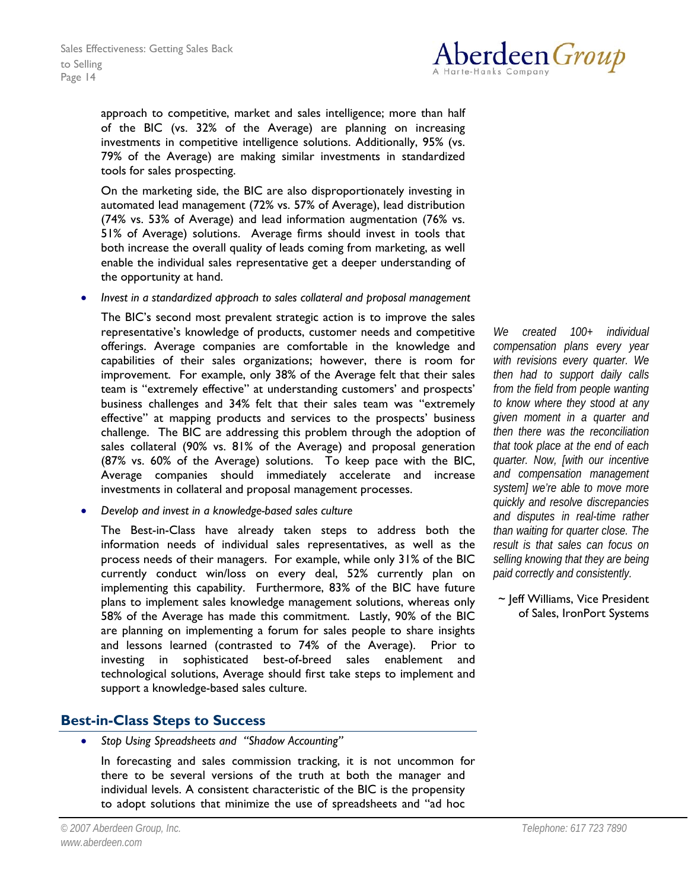approach to competitive, market and sales intelligence; more than half of the BIC (vs. 32% of the Average) are planning on increasing investments in competitive intelligence solutions. Additionally, 95% (vs. 79% of the Average) are making similar investments in standardized tools for sales prospecting.

On the marketing side, the BIC are also disproportionately investing in automated lead management (72% vs. 57% of Average), lead distribution (74% vs. 53% of Average) and lead information augmentation (76% vs. 51% of Average) solutions. Average firms should invest in tools that both increase the overall quality of leads coming from marketing, as well enable the individual sales representative get a deeper understanding of the opportunity at hand.

- *Invest in a standardized approach to sales collateral and proposal management*

The BIC's second most prevalent strategic action is to improve the sales representative's knowledge of products, customer needs and competitive offerings. Average companies are comfortable in the knowledge and capabilities of their sales organizations; however, there is room for improvement. For example, only 38% of the Average felt that their sales team is "extremely effective" at understanding customers' and prospects' business challenges and 34% felt that their sales team was "extremely effective" at mapping products and services to the prospects' business challenge. The BIC are addressing this problem through the adoption of sales collateral (90% vs. 81% of the Average) and proposal generation (87% vs. 60% of the Average) solutions. To keep pace with the BIC, Average companies should immediately accelerate and increase investments in collateral and proposal management processes.

- *Develop and invest in a knowledge-based sales culture*

The Best-in-Class have already taken steps to address both the information needs of individual sales representatives, as well as the process needs of their managers. For example, while only 31% of the BIC currently conduct win/loss on every deal, 52% currently plan on implementing this capability. Furthermore, 83% of the BIC have future plans to implement sales knowledge management solutions, whereas only 58% of the Average has made this commitment. Lastly, 90% of the BIC are planning on implementing a forum for sales people to share insights and lessons learned (contrasted to 74% of the Average). Prior to investing in sophisticated best-of-breed sales enablement and technological solutions, Average should first take steps to implement and support a knowledge-based sales culture.

*We created 100+ individual compensation plans every year with revisions every quarter. We then had to support daily calls from the field from people wanting to know where they stood at any given moment in a quarter and then there was the reconciliation that took place at the end of each quarter. Now, [with our incentive and compensation management system] we're able to move more quickly and resolve discrepancies and disputes in real-time rather than waiting for quarter close. The result is that sales can focus on selling knowing that they are being paid correctly and consistently.*

~ Jeff Williams, Vice President of Sales, IronPort Systems

## Best-in-Class Steps to Success

- *Stop Using Spreadsheets and "Shadow Accounting"*

In forecasting and sales commission tracking, it is not uncommon for there to be several versions of the truth at both the manager and individual levels. A consistent characteristic of the BIC is the propensity to adopt solutions that minimize the use of spreadsheets and "ad hoc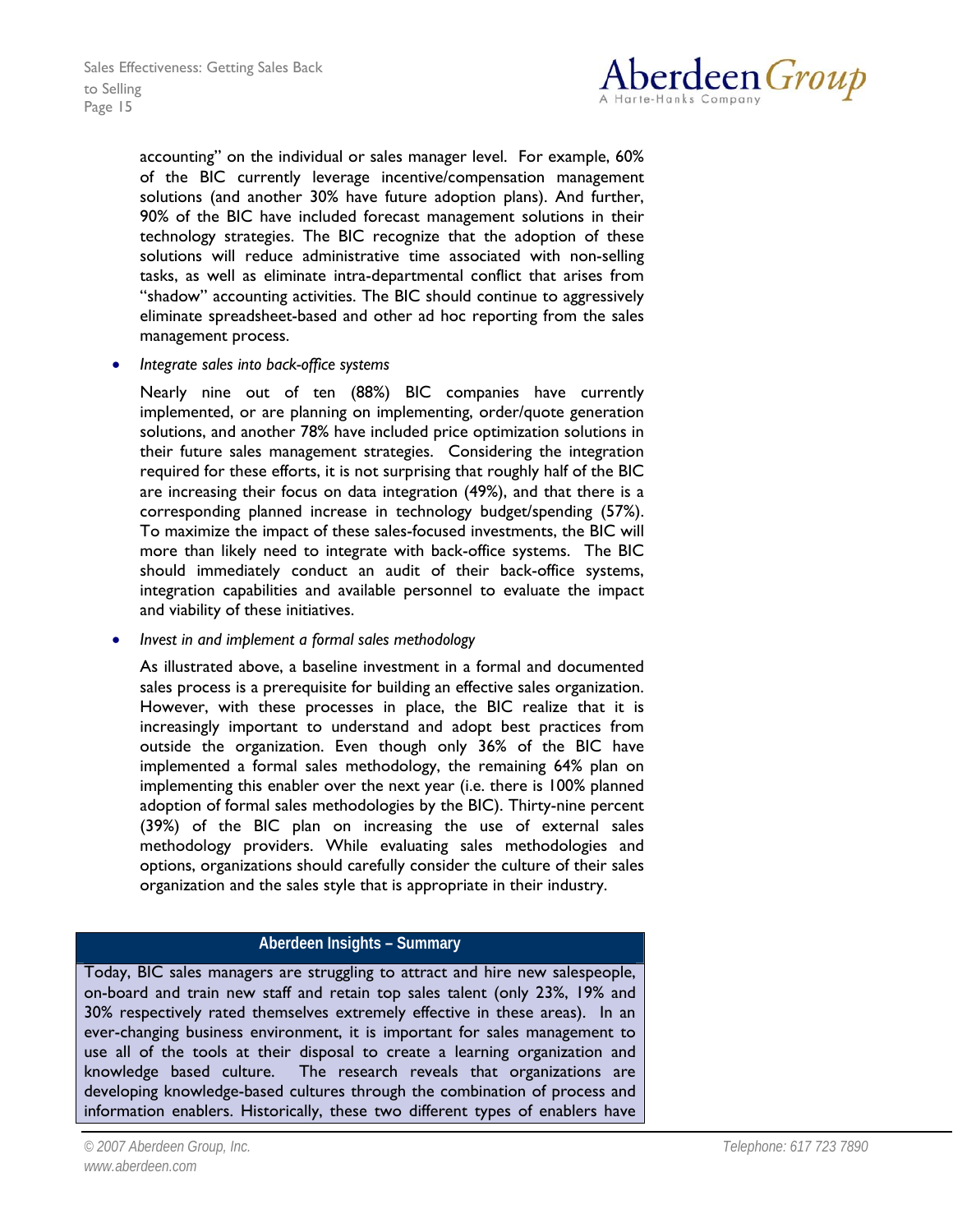accounting" on the individual or sales manager level. For example, 60% of the BIC currently leverage incentive/compensation management solutions (and another 30% have future adoption plans). And further, 90% of the BIC have included forecast management solutions in their technology strategies. The BIC recognize that the adoption of these solutions will reduce administrative time associated with non-selling tasks, as well as eliminate intra-departmental conflict that arises from "shadow" accounting activities. The BIC should continue to aggressively eliminate spreadsheet-based and other ad hoc reporting from the sales management process.

- *Integrate sales into back-office systems*

  Nearly nine out of ten (88%) BIC companies have currently implemented, or are planning on implementing, order/quote generation solutions, and another 78% have included price optimization solutions in their future sales management strategies. Considering the integration required for these efforts, it is not surprising that roughly half of the BIC are increasing their focus on data integration (49%), and that there is a corresponding planned increase in technology budget/spending (57%). To maximize the impact of these sales-focused investments, the BIC will more than likely need to integrate with back-office systems. The BIC should immediately conduct an audit of their back-office systems, integration capabilities and available personnel to evaluate the impact and viability of these initiatives.

- *Invest in and implement a formal sales methodology*

  As illustrated above, a baseline investment in a formal and documented sales process is a prerequisite for building an effective sales organization. However, with these processes in place, the BIC realize that it is increasingly important to understand and adopt best practices from outside the organization. Even though only 36% of the BIC have implemented a formal sales methodology, the remaining 64% plan on implementing this enabler over the next year (i.e. there is 100% planned adoption of formal sales methodologies by the BIC). Thirty-nine percent (39%) of the BIC plan on increasing the use of external sales methodology providers. While evaluating sales methodologies and options, organizations should carefully consider the culture of their sales organization and the sales style that is appropriate in their industry.

**Aberdeen Insights – Summary**

Today, BIC sales managers are struggling to attract and hire new salespeople, on-board and train new staff and retain top sales talent (only 23%, 19% and 30% respectively rated themselves extremely effective in these areas). In an ever-changing business environment, it is important for sales management to use all of the tools at their disposal to create a learning organization and knowledge based culture. The research reveals that organizations are developing knowledge-based cultures through the combination of process and information enablers. Historically, these two different types of enablers have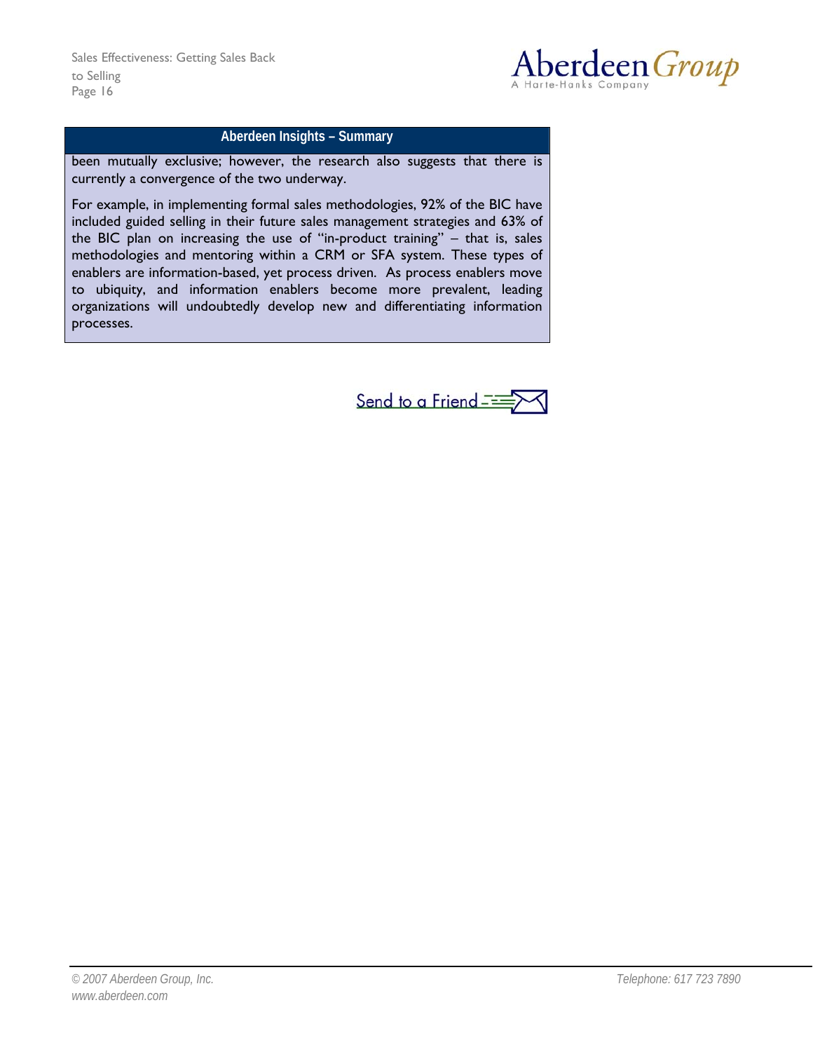**Aberdeen Insights – Summary**

been mutually exclusive; however, the research also suggests that there is currently a convergence of the two underway.

For example, in implementing formal sales methodologies, 92% of the BIC have included guided selling in their future sales management strategies and 63% of the BIC plan on increasing the use of "in-product training" – that is, sales methodologies and mentoring within a CRM or SFA system. These types of enablers are information-based, yet process driven. As process enablers move to ubiquity, and information enablers become more prevalent, leading organizations will undoubtedly develop new and differentiating information processes.

Send to a Friend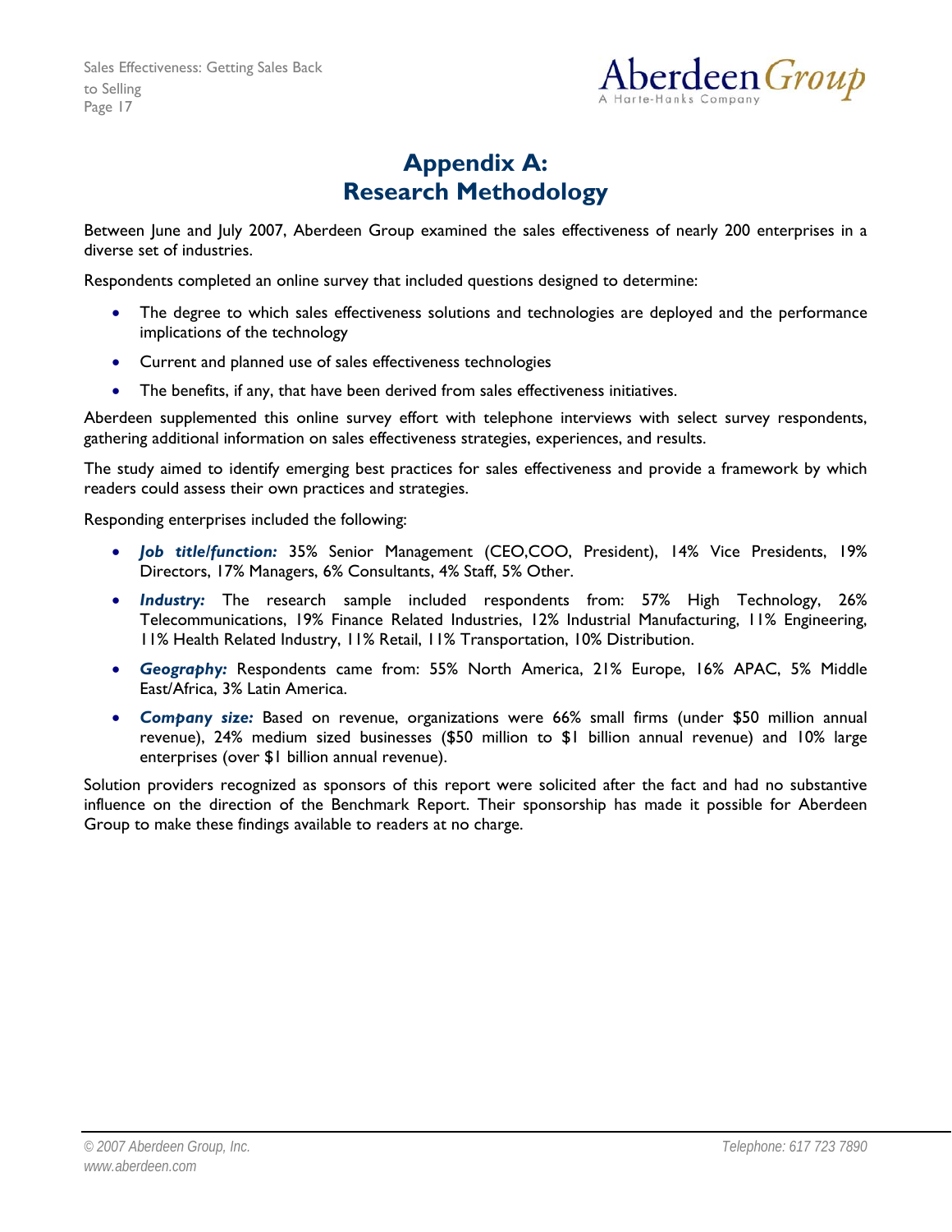# Appendix A: Research Methodology

Between June and July 2007, Aberdeen Group examined the sales effectiveness of nearly 200 enterprises in a diverse set of industries.

Respondents completed an online survey that included questions designed to determine:

- The degree to which sales effectiveness solutions and technologies are deployed and the performance implications of the technology
- Current and planned use of sales effectiveness technologies
- The benefits, if any, that have been derived from sales effectiveness initiatives.

Aberdeen supplemented this online survey effort with telephone interviews with select survey respondents, gathering additional information on sales effectiveness strategies, experiences, and results.

The study aimed to identify emerging best practices for sales effectiveness and provide a framework by which readers could assess their own practices and strategies.

Responding enterprises included the following:

- ***Job title/function:*** 35% Senior Management (CEO,COO, President), 14% Vice Presidents, 19% Directors, 17% Managers, 6% Consultants, 4% Staff, 5% Other.
- ***Industry:*** The research sample included respondents from: 57% High Technology, 26% Telecommunications, 19% Finance Related Industries, 12% Industrial Manufacturing, 11% Engineering, 11% Health Related Industry, 11% Retail, 11% Transportation, 10% Distribution.
- ***Geography:*** Respondents came from: 55% North America, 21% Europe, 16% APAC, 5% Middle East/Africa, 3% Latin America.
- ***Company size:*** Based on revenue, organizations were 66% small firms (under $50 million annual revenue), 24% medium sized businesses ($50 million to $1 billion annual revenue) and 10% large enterprises (over $1 billion annual revenue).

Solution providers recognized as sponsors of this report were solicited after the fact and had no substantive influence on the direction of the Benchmark Report. Their sponsorship has made it possible for Aberdeen Group to make these findings available to readers at no charge.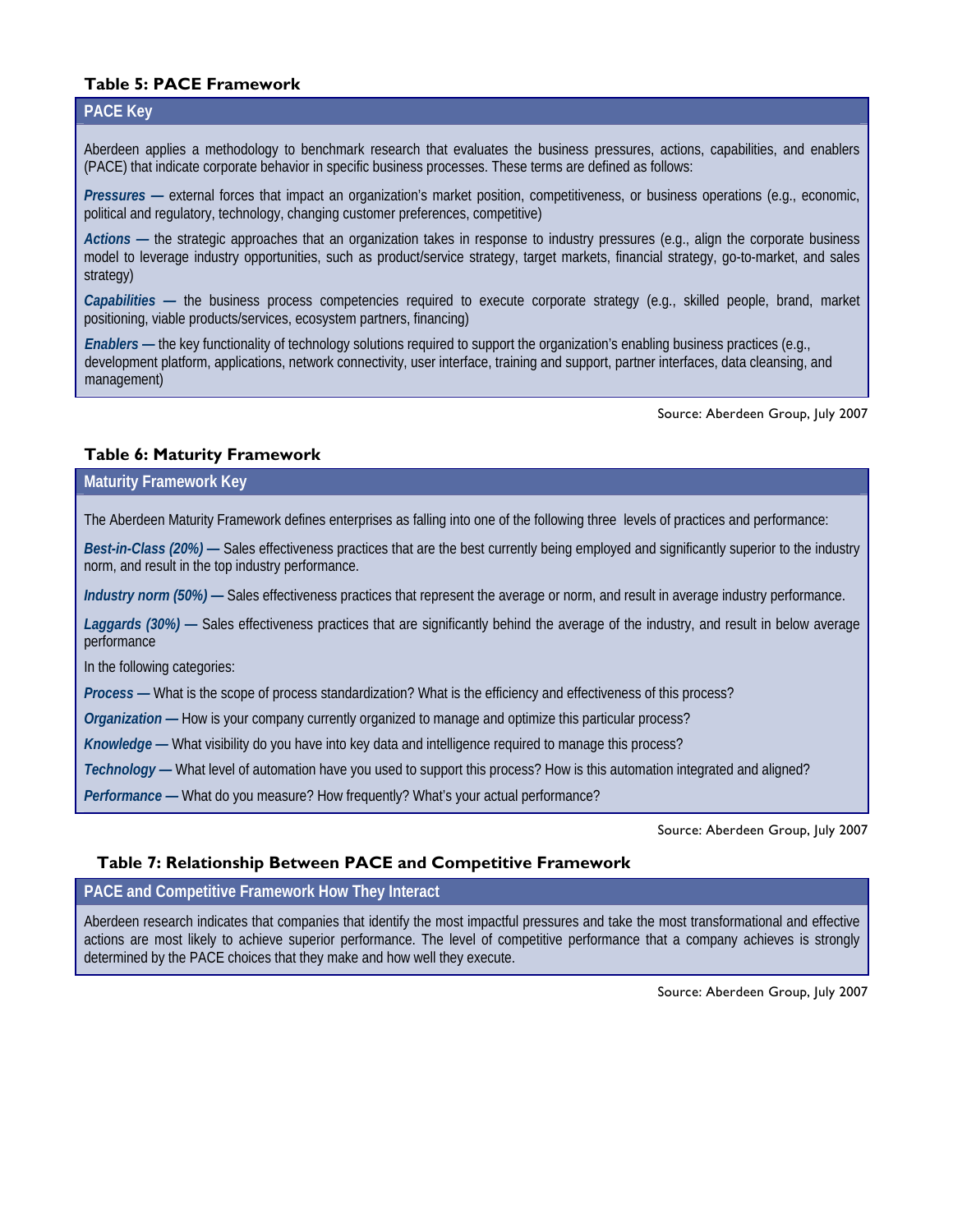### Table 5: PACE Framework

**PACE Key**

Aberdeen applies a methodology to benchmark research that evaluates the business pressures, actions, capabilities, and enablers (PACE) that indicate corporate behavior in specific business processes. These terms are defined as follows:

***Pressures —*** external forces that impact an organization's market position, competitiveness, or business operations (e.g., economic, political and regulatory, technology, changing customer preferences, competitive)

***Actions —*** the strategic approaches that an organization takes in response to industry pressures (e.g., align the corporate business model to leverage industry opportunities, such as product/service strategy, target markets, financial strategy, go-to-market, and sales strategy)

***Capabilities —*** the business process competencies required to execute corporate strategy (e.g., skilled people, brand, market positioning, viable products/services, ecosystem partners, financing)

***Enablers —*** the key functionality of technology solutions required to support the organization's enabling business practices (e.g., development platform, applications, network connectivity, user interface, training and support, partner interfaces, data cleansing, and management)

Source: Aberdeen Group, July 2007

### Table 6: Maturity Framework

**Maturity Framework Key**

The Aberdeen Maturity Framework defines enterprises as falling into one of the following three levels of practices and performance:

***Best-in-Class (20%) —*** Sales effectiveness practices that are the best currently being employed and significantly superior to the industry norm, and result in the top industry performance.

***Industry norm (50%) —*** Sales effectiveness practices that represent the average or norm, and result in average industry performance.

***Laggards (30%) —*** Sales effectiveness practices that are significantly behind the average of the industry, and result in below average performance

In the following categories:

***Process —*** What is the scope of process standardization? What is the efficiency and effectiveness of this process?

***Organization —*** How is your company currently organized to manage and optimize this particular process?

***Knowledge —*** What visibility do you have into key data and intelligence required to manage this process?

***Technology —*** What level of automation have you used to support this process? How is this automation integrated and aligned?

***Performance —*** What do you measure? How frequently? What's your actual performance?

Source: Aberdeen Group, July 2007

### Table 7: Relationship Between PACE and Competitive Framework

**PACE and Competitive Framework How They Interact**

Aberdeen research indicates that companies that identify the most impactful pressures and take the most transformational and effective actions are most likely to achieve superior performance. The level of competitive performance that a company achieves is strongly determined by the PACE choices that they make and how well they execute.

Source: Aberdeen Group, July 2007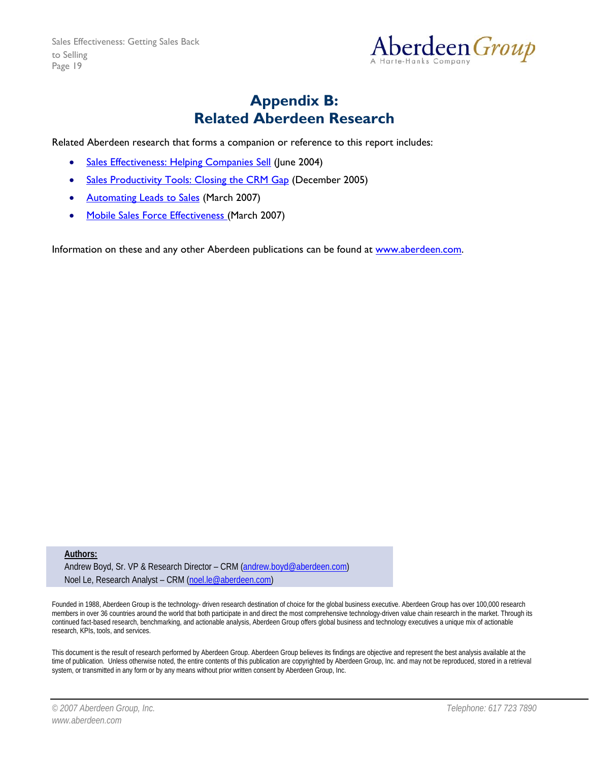# Appendix B: Related Aberdeen Research

Related Aberdeen research that forms a companion or reference to this report includes:

- Sales Effectiveness: Helping Companies Sell (June 2004)
- Sales Productivity Tools: Closing the CRM Gap (December 2005)
- Automating Leads to Sales (March 2007)
- Mobile Sales Force Effectiveness (March 2007)

Information on these and any other Aberdeen publications can be found at www.aberdeen.com.

**Authors:**
Andrew Boyd, Sr. VP & Research Director – CRM (andrew.boyd@aberdeen.com)
Noel Le, Research Analyst – CRM (noel.le@aberdeen.com)

Founded in 1988, Aberdeen Group is the technology- driven research destination of choice for the global business executive. Aberdeen Group has over 100,000 research members in over 36 countries around the world that both participate in and direct the most comprehensive technology-driven value chain research in the market. Through its continued fact-based research, benchmarking, and actionable analysis, Aberdeen Group offers global business and technology executives a unique mix of actionable research, KPIs, tools, and services.

This document is the result of research performed by Aberdeen Group. Aberdeen Group believes its findings are objective and represent the best analysis available at the time of publication. Unless otherwise noted, the entire contents of this publication are copyrighted by Aberdeen Group, Inc. and may not be reproduced, stored in a retrieval system, or transmitted in any form or by any means without prior written consent by Aberdeen Group, Inc.

*© 2007 Aberdeen Group, Inc.*
*www.aberdeen.com*

*Telephone: 617 723 7890*